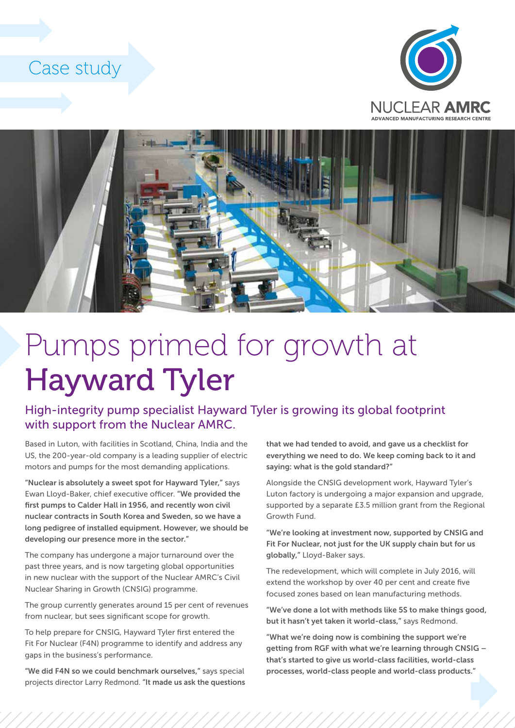Case study

NUCLEAR **AMRC**
ADVANCED MANUFACTURING RESEARCH CENTRE

# Pumps primed for growth at Hayward Tyler

## High-integrity pump specialist Hayward Tyler is growing its global footprint with support from the Nuclear AMRC.

Based in Luton, with facilities in Scotland, China, India and the US, the 200-year-old company is a leading supplier of electric motors and pumps for the most demanding applications.

**"Nuclear is absolutely a sweet spot for Hayward Tyler,"** says Ewan Lloyd-Baker, chief executive officer. **"We provided the first pumps to Calder Hall in 1956, and recently won civil nuclear contracts in South Korea and Sweden, so we have a long pedigree of installed equipment. However, we should be developing our presence more in the sector."**

The company has undergone a major turnaround over the past three years, and is now targeting global opportunities in new nuclear with the support of the Nuclear AMRC's Civil Nuclear Sharing in Growth (CNSIG) programme.

The group currently generates around 15 per cent of revenues from nuclear, but sees significant scope for growth.

To help prepare for CNSIG, Hayward Tyler first entered the Fit For Nuclear (F4N) programme to identify and address any gaps in the business's performance.

**"We did F4N so we could benchmark ourselves,"** says special projects director Larry Redmond. **"It made us ask the questions that we had tended to avoid, and gave us a checklist for everything we need to do. We keep coming back to it and saying: what is the gold standard?"**

Alongside the CNSIG development work, Hayward Tyler's Luton factory is undergoing a major expansion and upgrade, supported by a separate £3.5 million grant from the Regional Growth Fund.

**"We're looking at investment now, supported by CNSIG and Fit For Nuclear, not just for the UK supply chain but for us globally,"** Lloyd-Baker says.

The redevelopment, which will complete in July 2016, will extend the workshop by over 40 per cent and create five focused zones based on lean manufacturing methods.

**"We've done a lot with methods like 5S to make things good, but it hasn't yet taken it world-class,"** says Redmond.

**"What we're doing now is combining the support we're getting from RGF with what we're learning through CNSIG – that's started to give us world-class facilities, world-class processes, world-class people and world-class products."**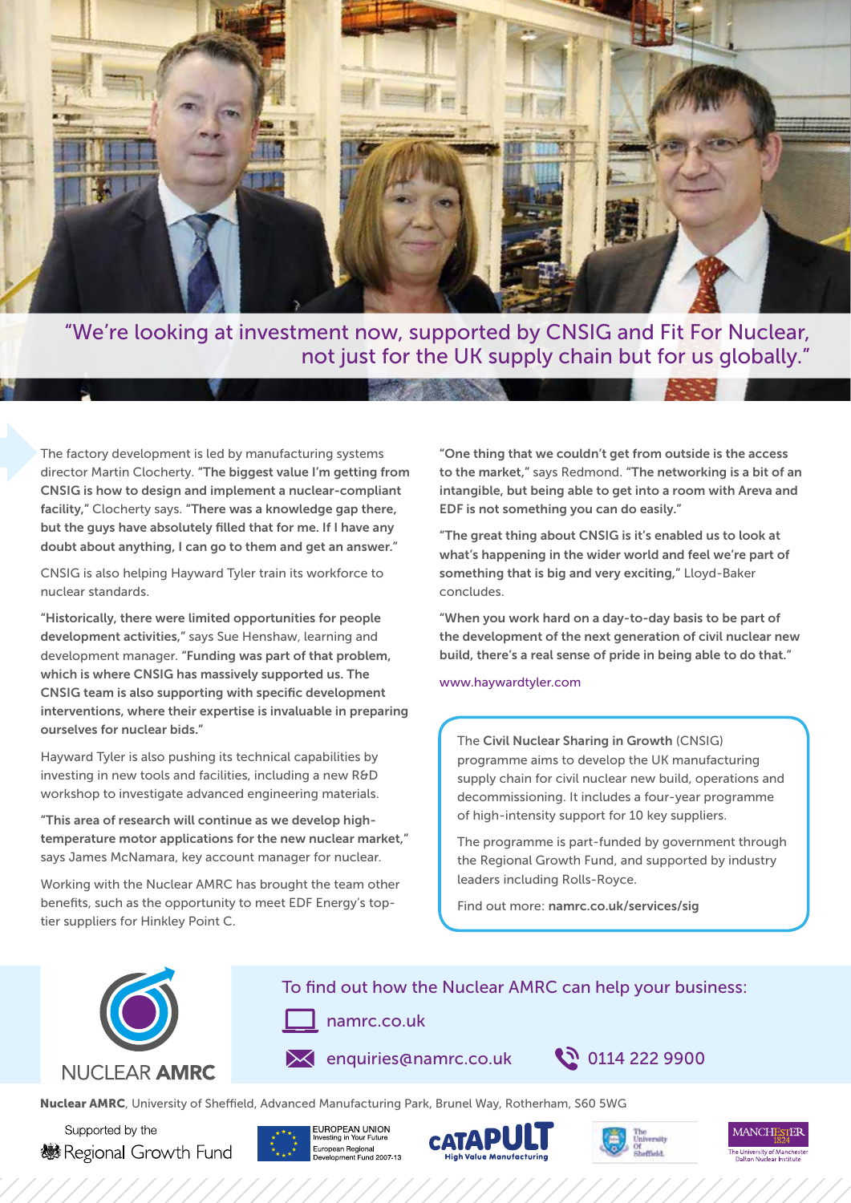"We're looking at investment now, supported by CNSIG and Fit For Nuclear, not just for the UK supply chain but for us globally."

The factory development is led by manufacturing systems director Martin Clocherty. **"The biggest value I'm getting from CNSIG is how to design and implement a nuclear-compliant facility,"** Clocherty says. **"There was a knowledge gap there, but the guys have absolutely filled that for me. If I have any doubt about anything, I can go to them and get an answer."**

CNSIG is also helping Hayward Tyler train its workforce to nuclear standards.

**"Historically, there were limited opportunities for people development activities,"** says Sue Henshaw, learning and development manager. **"Funding was part of that problem, which is where CNSIG has massively supported us. The CNSIG team is also supporting with specific development interventions, where their expertise is invaluable in preparing ourselves for nuclear bids."**

Hayward Tyler is also pushing its technical capabilities by investing in new tools and facilities, including a new R&D workshop to investigate advanced engineering materials.

**"This area of research will continue as we develop high-temperature motor applications for the new nuclear market,"** says James McNamara, key account manager for nuclear.

Working with the Nuclear AMRC has brought the team other benefits, such as the opportunity to meet EDF Energy's top-tier suppliers for Hinkley Point C.

**"One thing that we couldn't get from outside is the access to the market,"** says Redmond. **"The networking is a bit of an intangible, but being able to get into a room with Areva and EDF is not something you can do easily."**

**"The great thing about CNSIG is it's enabled us to look at what's happening in the wider world and feel we're part of something that is big and very exciting,"** Lloyd-Baker concludes.

**"When you work hard on a day-to-day basis to be part of the development of the next generation of civil nuclear new build, there's a real sense of pride in being able to do that."**

www.haywardtyler.com

The **Civil Nuclear Sharing in Growth** (CNSIG) programme aims to develop the UK manufacturing supply chain for civil nuclear new build, operations and decommissioning. It includes a four-year programme of high-intensity support for 10 key suppliers.

The programme is part-funded by government through the Regional Growth Fund, and supported by industry leaders including Rolls-Royce.

Find out more: **namrc.co.uk/services/sig**

NUCLEAR **AMRC**

To find out how the Nuclear AMRC can help your business:

namrc.co.uk

enquiries@namrc.co.uk

0114 222 9900

**Nuclear AMRC**, University of Sheffield, Advanced Manufacturing Park, Brunel Way, Rotherham, S60 5WG

Supported by the Regional Growth Fund

EUROPEAN UNION Investing in Your Future European Regional Development Fund 2007-13

CATAPULT High Value Manufacturing

The University Of Sheffield.

MANCHESTER 1824 The University of Manchester Dalton Nuclear Institute